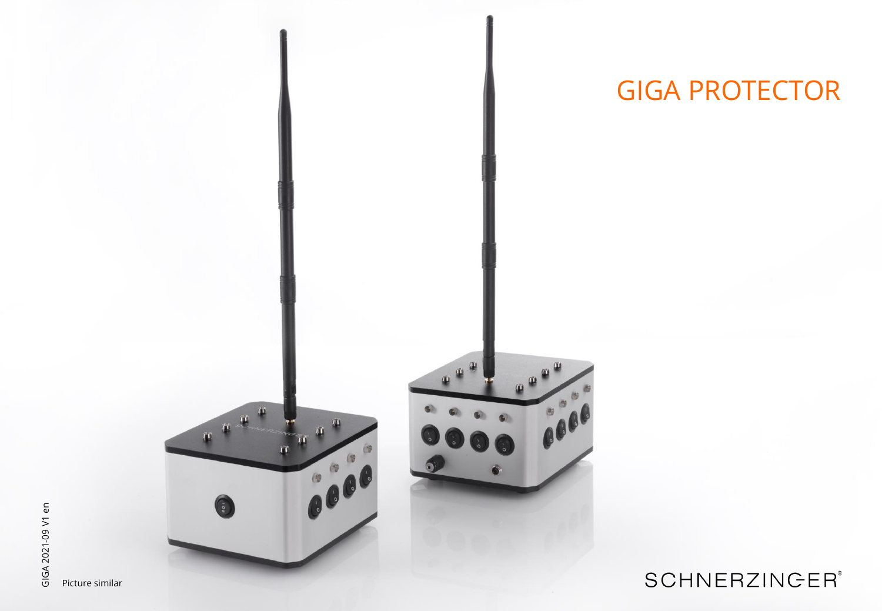# GIGA PROTECTOR

GIGA 2021-09 V1 en

Picture similar

SCHNERZINGER®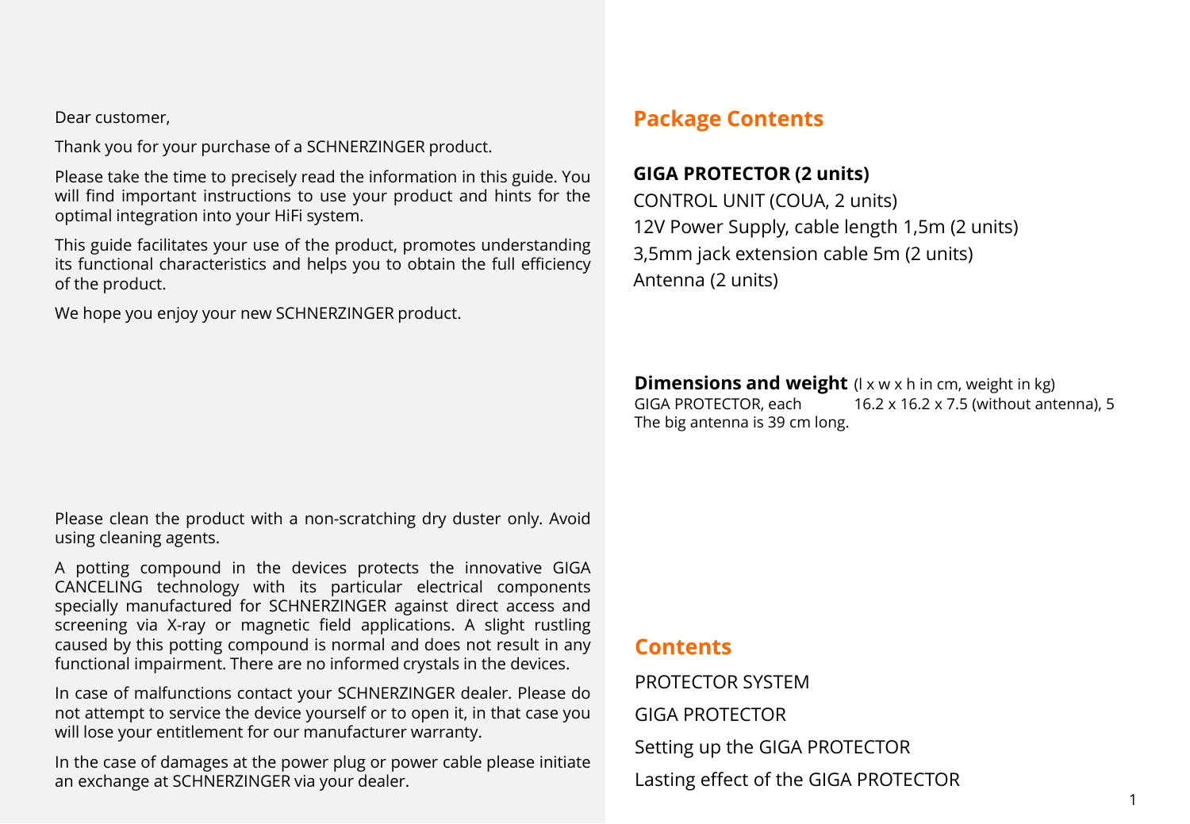Dear customer,

Thank you for your purchase of a SCHNERZINGER product.

Please take the time to precisely read the information in this guide. You will find important instructions to use your product and hints for the optimal integration into your HiFi system.

This guide facilitates your use of the product, promotes understanding its functional characteristics and helps you to obtain the full efficiency of the product.

We hope you enjoy your new SCHNERZINGER product.

Please clean the product with a non-scratching dry duster only. Avoid using cleaning agents.

A potting compound in the devices protects the innovative GIGA CANCELING technology with its particular electrical components specially manufactured for SCHNERZINGER against direct access and screening via X-ray or magnetic field applications. A slight rustling caused by this potting compound is normal and does not result in any functional impairment. There are no informed crystals in the devices.

In case of malfunctions contact your SCHNERZINGER dealer. Please do not attempt to service the device yourself or to open it, in that case you will lose your entitlement for our manufacturer warranty.

In the case of damages at the power plug or power cable please initiate an exchange at SCHNERZINGER via your dealer.

## Package Contents

**GIGA PROTECTOR (2 units)**
CONTROL UNIT (COUA, 2 units)
12V Power Supply, cable length 1,5m (2 units)
3,5mm jack extension cable 5m (2 units)
Antenna (2 units)

**Dimensions and weight** (l x w x h in cm, weight in kg)
GIGA PROTECTOR, each 16.2 x 16.2 x 7.5 (without antenna), 5
The big antenna is 39 cm long.

## Contents

PROTECTOR SYSTEM

GIGA PROTECTOR

Setting up the GIGA PROTECTOR

Lasting effect of the GIGA PROTECTOR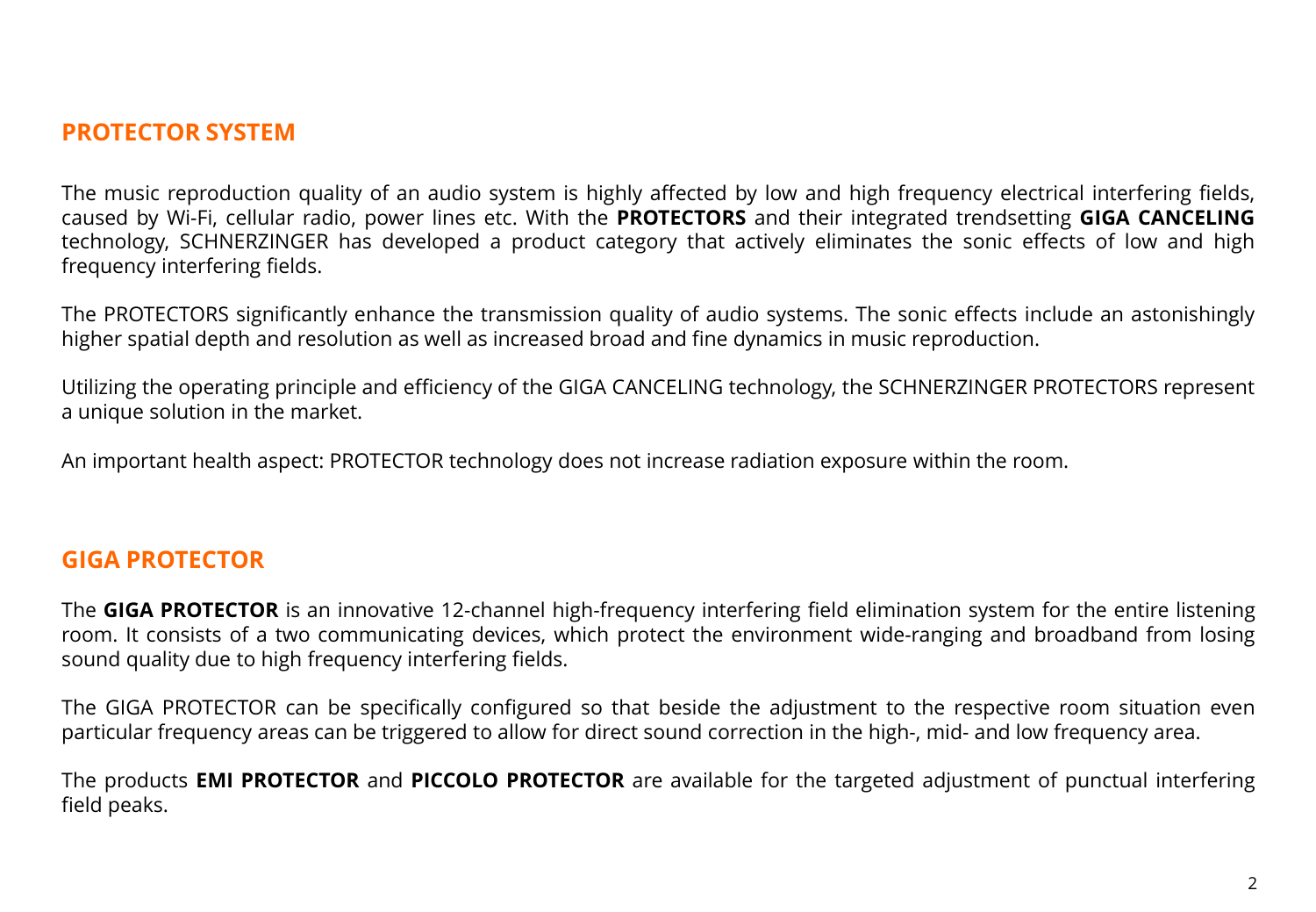## PROTECTOR SYSTEM

The music reproduction quality of an audio system is highly affected by low and high frequency electrical interfering fields, caused by Wi-Fi, cellular radio, power lines etc. With the **PROTECTORS** and their integrated trendsetting **GIGA CANCELING** technology, SCHNERZINGER has developed a product category that actively eliminates the sonic effects of low and high frequency interfering fields.

The PROTECTORS significantly enhance the transmission quality of audio systems. The sonic effects include an astonishingly higher spatial depth and resolution as well as increased broad and fine dynamics in music reproduction.

Utilizing the operating principle and efficiency of the GIGA CANCELING technology, the SCHNERZINGER PROTECTORS represent a unique solution in the market.

An important health aspect: PROTECTOR technology does not increase radiation exposure within the room.

## GIGA PROTECTOR

The **GIGA PROTECTOR** is an innovative 12-channel high-frequency interfering field elimination system for the entire listening room. It consists of a two communicating devices, which protect the environment wide-ranging and broadband from losing sound quality due to high frequency interfering fields.

The GIGA PROTECTOR can be specifically configured so that beside the adjustment to the respective room situation even particular frequency areas can be triggered to allow for direct sound correction in the high-, mid- and low frequency area.

The products **EMI PROTECTOR** and **PICCOLO PROTECTOR** are available for the targeted adjustment of punctual interfering field peaks.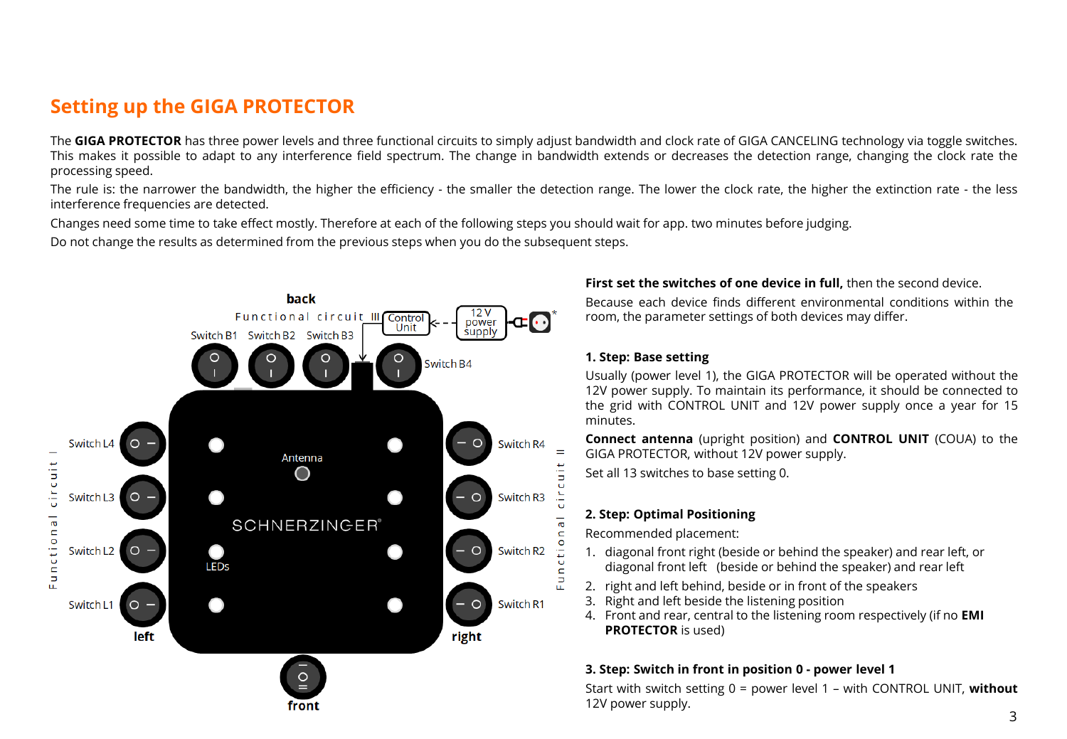## Setting up the GIGA PROTECTOR

The **GIGA PROTECTOR** has three power levels and three functional circuits to simply adjust bandwidth and clock rate of GIGA CANCELING technology via toggle switches. This makes it possible to adapt to any interference field spectrum. The change in bandwidth extends or decreases the detection range, changing the clock rate the processing speed.

The rule is: the narrower the bandwidth, the higher the efficiency - the smaller the detection range. The lower the clock rate, the higher the extinction rate - the less interference frequencies are detected.

Changes need some time to take effect mostly. Therefore at each of the following steps you should wait for app. two minutes before judging.

Do not change the results as determined from the previous steps when you do the subsequent steps.

back

Functional circuit III — Control Unit ← 12 V power supply *

Switch B1, Switch B2, Switch B3, Switch B4

Functional circuit I: Switch L4, Switch L3, Switch L2, Switch L1 — left

Functional circuit II: Switch R4, Switch R3, Switch R2, Switch R1 — right

Antenna

SCHNERZINGER®

LEDs

front

**First set the switches of one device in full,** then the second device.

Because each device finds different environmental conditions within the room, the parameter settings of both devices may differ.

**1. Step: Base setting**

Usually (power level 1), the GIGA PROTECTOR will be operated without the 12V power supply. To maintain its performance, it should be connected to the grid with CONTROL UNIT and 12V power supply once a year for 15 minutes.

**Connect antenna** (upright position) and **CONTROL UNIT** (COUA) to the GIGA PROTECTOR, without 12V power supply.

Set all 13 switches to base setting 0.

**2. Step: Optimal Positioning**

Recommended placement:

1. diagonal front right (beside or behind the speaker) and rear left, or diagonal front left (beside or behind the speaker) and rear left
2. right and left behind, beside or in front of the speakers
3. Right and left beside the listening position
4. Front and rear, central to the listening room respectively (if no **EMI PROTECTOR** is used)

**3. Step: Switch in front in position 0 - power level 1**

Start with switch setting 0 = power level 1 – with CONTROL UNIT, **without** 12V power supply.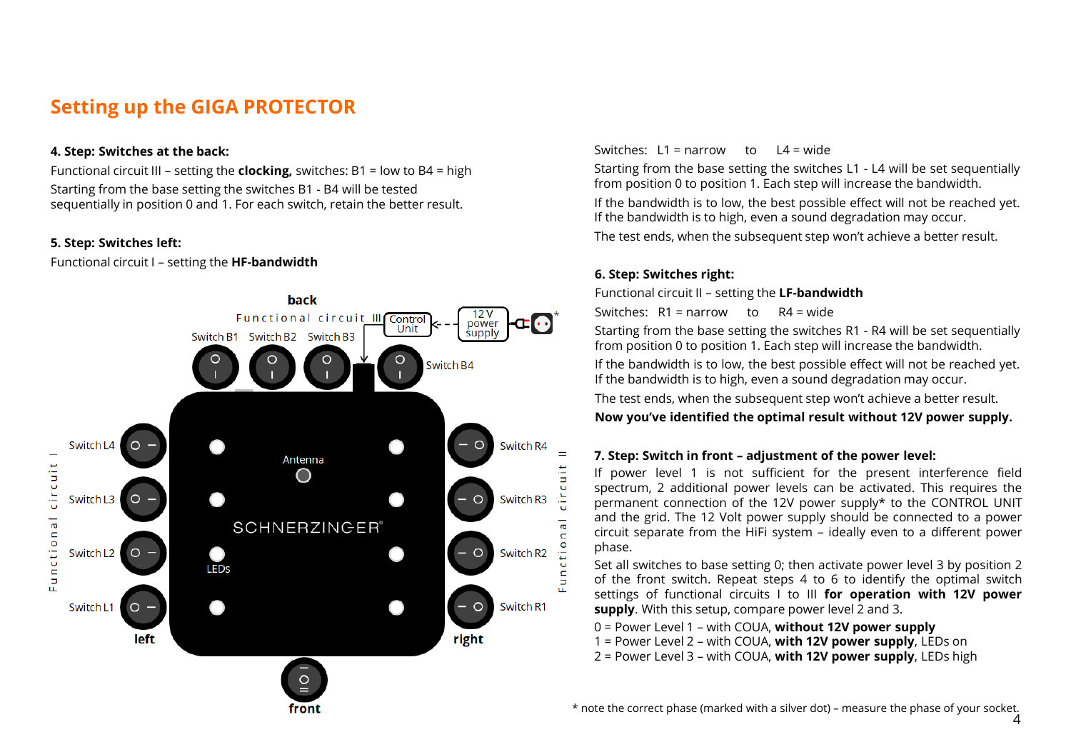## Setting up the GIGA PROTECTOR

**4. Step: Switches at the back:**

Functional circuit III – setting the **clocking,** switches: B1 = low to B4 = high

Starting from the base setting the switches B1 - B4 will be tested sequentially in position 0 and 1. For each switch, retain the better result.

**5. Step: Switches left:**

Functional circuit I – setting the **HF-bandwidth**

back

Functional circuit III Control Unit 12 V power supply *

Switch B1 Switch B2 Switch B3 Switch B4

Switch L4 Switch L3 Switch L2 Switch L1

Functional circuit I

Antenna

SCHNERZINGER®

LEDs

Switch R4 Switch R3 Switch R2 Switch R1

Functional circuit II

left right

front

Switches: L1 = narrow to L4 = wide

Starting from the base setting the switches L1 - L4 will be set sequentially from position 0 to position 1. Each step will increase the bandwidth.

If the bandwidth is to low, the best possible effect will not be reached yet. If the bandwidth is to high, even a sound degradation may occur.

The test ends, when the subsequent step won't achieve a better result.

**6. Step: Switches right:**

Functional circuit II – setting the **LF-bandwidth**

Switches: R1 = narrow to R4 = wide

Starting from the base setting the switches R1 - R4 will be set sequentially from position 0 to position 1. Each step will increase the bandwidth.

If the bandwidth is to low, the best possible effect will not be reached yet. If the bandwidth is to high, even a sound degradation may occur.

The test ends, when the subsequent step won't achieve a better result.

**Now you've identified the optimal result without 12V power supply.**

**7. Step: Switch in front – adjustment of the power level:**

If power level 1 is not sufficient for the present interference field spectrum, 2 additional power levels can be activated. This requires the permanent connection of the 12V power supply* to the CONTROL UNIT and the grid. The 12 Volt power supply should be connected to a power circuit separate from the HiFi system – ideally even to a different power phase.

Set all switches to base setting 0; then activate power level 3 by position 2 of the front switch. Repeat steps 4 to 6 to identify the optimal switch settings of functional circuits I to III **for operation with 12V power supply**. With this setup, compare power level 2 and 3.

0 = Power Level 1 – with COUA, **without 12V power supply**
1 = Power Level 2 – with COUA, **with 12V power supply**, LEDs on
2 = Power Level 3 – with COUA, **with 12V power supply**, LEDs high

* note the correct phase (marked with a silver dot) – measure the phase of your socket.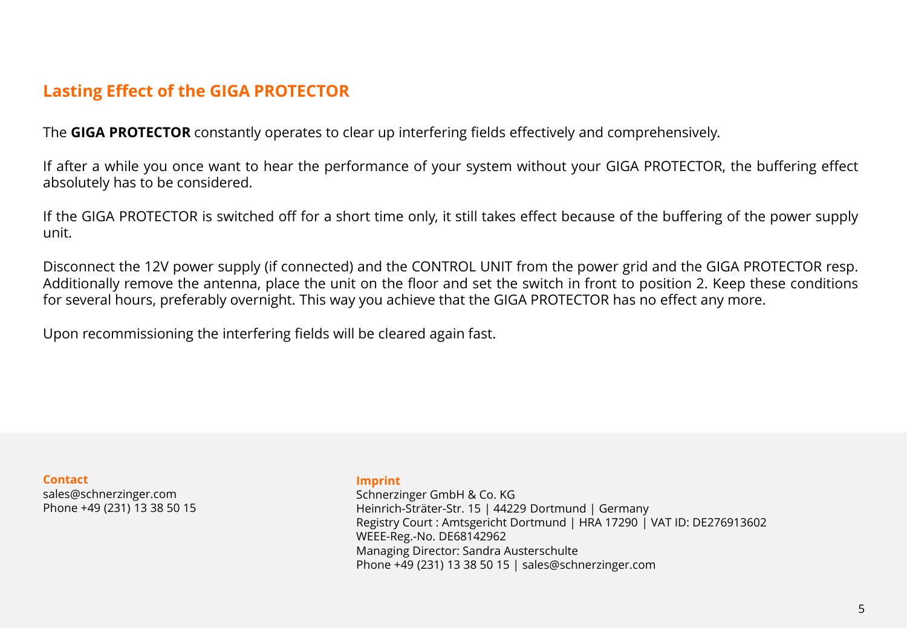## Lasting Effect of the GIGA PROTECTOR

The **GIGA PROTECTOR** constantly operates to clear up interfering fields effectively and comprehensively.

If after a while you once want to hear the performance of your system without your GIGA PROTECTOR, the buffering effect absolutely has to be considered.

If the GIGA PROTECTOR is switched off for a short time only, it still takes effect because of the buffering of the power supply unit.

Disconnect the 12V power supply (if connected) and the CONTROL UNIT from the power grid and the GIGA PROTECTOR resp. Additionally remove the antenna, place the unit on the floor and set the switch in front to position 2. Keep these conditions for several hours, preferably overnight. This way you achieve that the GIGA PROTECTOR has no effect any more.

Upon recommissioning the interfering fields will be cleared again fast.

**Contact**
sales@schnerzinger.com
Phone +49 (231) 13 38 50 15

**Imprint**
Schnerzinger GmbH & Co. KG
Heinrich-Sträter-Str. 15 | 44229 Dortmund | Germany
Registry Court : Amtsgericht Dortmund | HRA 17290 | VAT ID: DE276913602
WEEE-Reg.-No. DE68142962
Managing Director: Sandra Austerschulte
Phone +49 (231) 13 38 50 15 | sales@schnerzinger.com